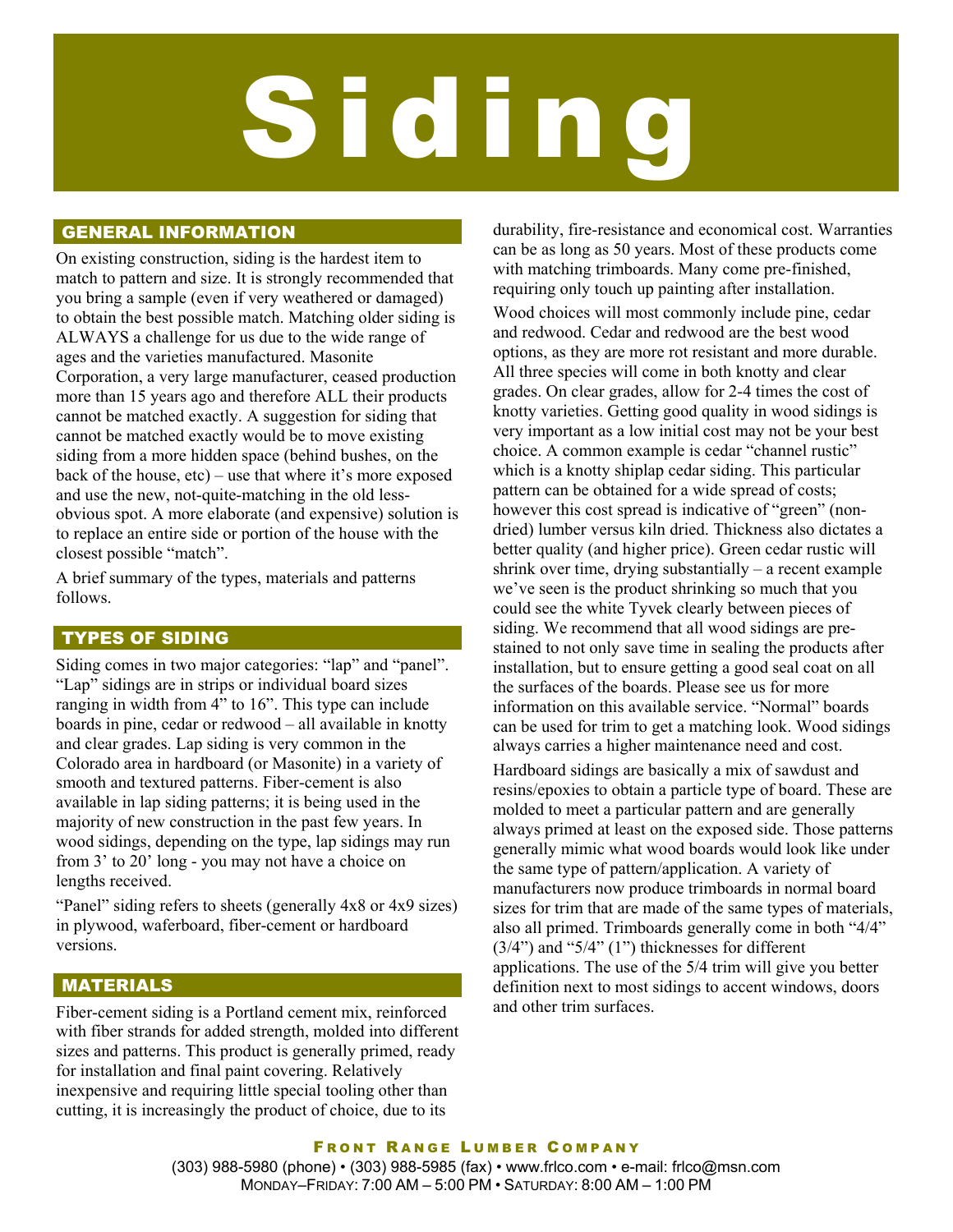# Siding

## GENERAL INFORMATION

On existing construction, siding is the hardest item to match to pattern and size. It is strongly recommended that you bring a sample (even if very weathered or damaged) to obtain the best possible match. Matching older siding is ALWAYS a challenge for us due to the wide range of ages and the varieties manufactured. Masonite Corporation, a very large manufacturer, ceased production more than 15 years ago and therefore ALL their products cannot be matched exactly. A suggestion for siding that cannot be matched exactly would be to move existing siding from a more hidden space (behind bushes, on the back of the house, etc) – use that where it's more exposed and use the new, not-quite-matching in the old less-obvious spot. A more elaborate (and expensive) solution is to replace an entire side or portion of the house with the closest possible "match".

A brief summary of the types, materials and patterns follows.

## TYPES OF SIDING

Siding comes in two major categories: "lap" and "panel". "Lap" sidings are in strips or individual board sizes ranging in width from 4" to 16". This type can include boards in pine, cedar or redwood – all available in knotty and clear grades. Lap siding is very common in the Colorado area in hardboard (or Masonite) in a variety of smooth and textured patterns. Fiber-cement is also available in lap siding patterns; it is being used in the majority of new construction in the past few years. In wood sidings, depending on the type, lap sidings may run from 3' to 20' long - you may not have a choice on lengths received.

"Panel" siding refers to sheets (generally 4x8 or 4x9 sizes) in plywood, waferboard, fiber-cement or hardboard versions.

## MATERIALS

Fiber-cement siding is a Portland cement mix, reinforced with fiber strands for added strength, molded into different sizes and patterns. This product is generally primed, ready for installation and final paint covering. Relatively inexpensive and requiring little special tooling other than cutting, it is increasingly the product of choice, due to its durability, fire-resistance and economical cost. Warranties can be as long as 50 years. Most of these products come with matching trimboards. Many come pre-finished, requiring only touch up painting after installation.

Wood choices will most commonly include pine, cedar and redwood. Cedar and redwood are the best wood options, as they are more rot resistant and more durable. All three species will come in both knotty and clear grades. On clear grades, allow for 2-4 times the cost of knotty varieties. Getting good quality in wood sidings is very important as a low initial cost may not be your best choice. A common example is cedar "channel rustic" which is a knotty shiplap cedar siding. This particular pattern can be obtained for a wide spread of costs; however this cost spread is indicative of "green" (non-dried) lumber versus kiln dried. Thickness also dictates a better quality (and higher price). Green cedar rustic will shrink over time, drying substantially – a recent example we've seen is the product shrinking so much that you could see the white Tyvek clearly between pieces of siding. We recommend that all wood sidings are pre-stained to not only save time in sealing the products after installation, but to ensure getting a good seal coat on all the surfaces of the boards. Please see us for more information on this available service. "Normal" boards can be used for trim to get a matching look. Wood sidings always carries a higher maintenance need and cost.

Hardboard sidings are basically a mix of sawdust and resins/epoxies to obtain a particle type of board. These are molded to meet a particular pattern and are generally always primed at least on the exposed side. Those patterns generally mimic what wood boards would look like under the same type of pattern/application. A variety of manufacturers now produce trimboards in normal board sizes for trim that are made of the same types of materials, also all primed. Trimboards generally come in both "4/4" (3/4") and "5/4" (1") thicknesses for different applications. The use of the 5/4 trim will give you better definition next to most sidings to accent windows, doors and other trim surfaces.

**FRONT RANGE LUMBER COMPANY**

(303) 988-5980 (phone) • (303) 988-5985 (fax) • www.frlco.com • e-mail: frlco@msn.com
MONDAY–FRIDAY: 7:00 AM – 5:00 PM • SATURDAY: 8:00 AM – 1:00 PM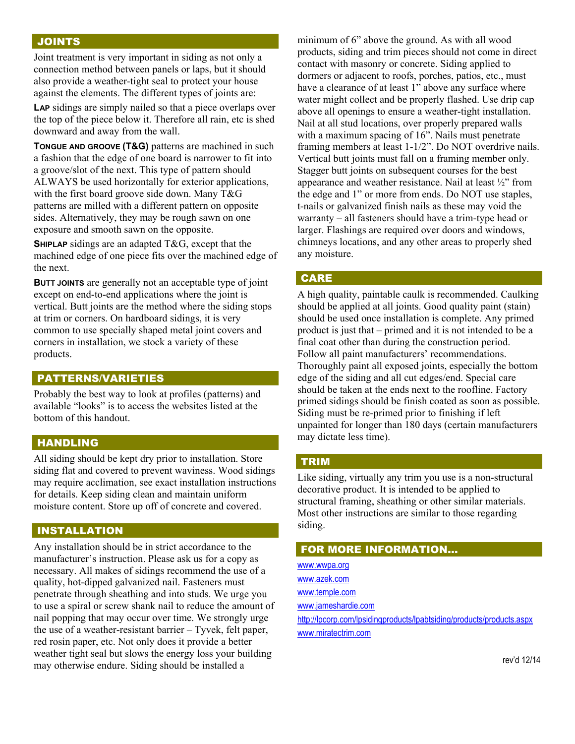## JOINTS

Joint treatment is very important in siding as not only a connection method between panels or laps, but it should also provide a weather-tight seal to protect your house against the elements. The different types of joints are:

**LAP** sidings are simply nailed so that a piece overlaps over the top of the piece below it. Therefore all rain, etc is shed downward and away from the wall.

**TONGUE AND GROOVE (T&G)** patterns are machined in such a fashion that the edge of one board is narrower to fit into a groove/slot of the next. This type of pattern should ALWAYS be used horizontally for exterior applications, with the first board groove side down. Many T&G patterns are milled with a different pattern on opposite sides. Alternatively, they may be rough sawn on one exposure and smooth sawn on the opposite.

**SHIPLAP** sidings are an adapted T&G, except that the machined edge of one piece fits over the machined edge of the next.

**BUTT JOINTS** are generally not an acceptable type of joint except on end-to-end applications where the joint is vertical. Butt joints are the method where the siding stops at trim or corners. On hardboard sidings, it is very common to use specially shaped metal joint covers and corners in installation, we stock a variety of these products.

## PATTERNS/VARIETIES

Probably the best way to look at profiles (patterns) and available "looks" is to access the websites listed at the bottom of this handout.

## HANDLING

All siding should be kept dry prior to installation. Store siding flat and covered to prevent waviness. Wood sidings may require acclimation, see exact installation instructions for details. Keep siding clean and maintain uniform moisture content. Store up off of concrete and covered.

## INSTALLATION

Any installation should be in strict accordance to the manufacturer's instruction. Please ask us for a copy as necessary. All makes of sidings recommend the use of a quality, hot-dipped galvanized nail. Fasteners must penetrate through sheathing and into studs. We urge you to use a spiral or screw shank nail to reduce the amount of nail popping that may occur over time. We strongly urge the use of a weather-resistant barrier – Tyvek, felt paper, red rosin paper, etc. Not only does it provide a better weather tight seal but slows the energy loss your building may otherwise endure. Siding should be installed a minimum of 6" above the ground. As with all wood products, siding and trim pieces should not come in direct contact with masonry or concrete. Siding applied to dormers or adjacent to roofs, porches, patios, etc., must have a clearance of at least 1" above any surface where water might collect and be properly flashed. Use drip cap above all openings to ensure a weather-tight installation. Nail at all stud locations, over properly prepared walls with a maximum spacing of 16". Nails must penetrate framing members at least 1-1/2". Do NOT overdrive nails. Vertical butt joints must fall on a framing member only. Stagger butt joints on subsequent courses for the best appearance and weather resistance. Nail at least ½" from the edge and 1" or more from ends. Do NOT use staples, t-nails or galvanized finish nails as these may void the warranty – all fasteners should have a trim-type head or larger. Flashings are required over doors and windows, chimneys locations, and any other areas to properly shed any moisture.

## CARE

A high quality, paintable caulk is recommended. Caulking should be applied at all joints. Good quality paint (stain) should be used once installation is complete. Any primed product is just that – primed and it is not intended to be a final coat other than during the construction period. Follow all paint manufacturers' recommendations. Thoroughly paint all exposed joints, especially the bottom edge of the siding and all cut edges/end. Special care should be taken at the ends next to the roofline. Factory primed sidings should be finish coated as soon as possible. Siding must be re-primed prior to finishing if left unpainted for longer than 180 days (certain manufacturers may dictate less time).

## TRIM

Like siding, virtually any trim you use is a non-structural decorative product. It is intended to be applied to structural framing, sheathing or other similar materials. Most other instructions are similar to those regarding siding.

## FOR MORE INFORMATION…

www.wwpa.org
www.azek.com
www.temple.com
www.jameshardie.com
http://lpcorp.com/lpsidingproducts/lpabtsiding/products/products.aspx
www.miratectrim.com

rev'd 12/14